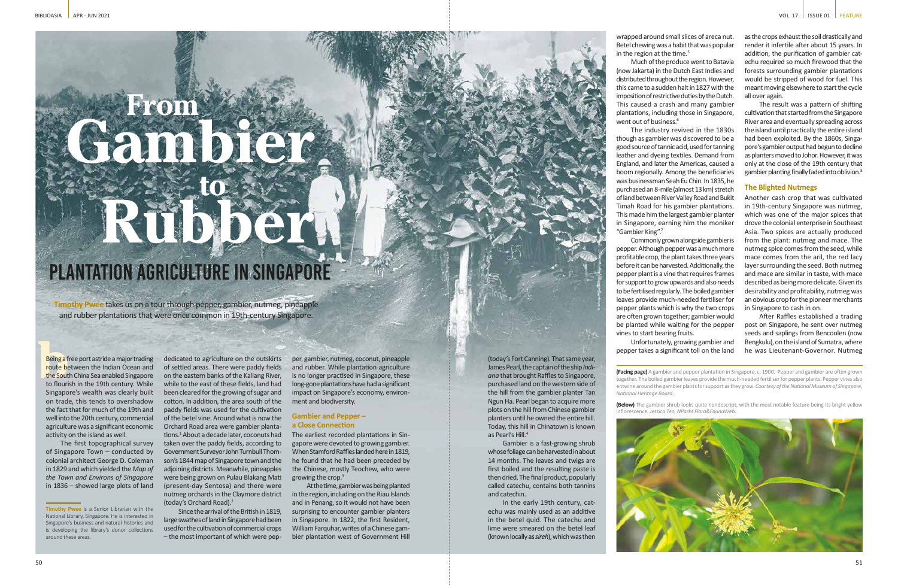# From Gambier to Rubber

## PLANTATION AGRICULTURE IN SINGAPORE

**Timothy Pwee** takes us on a tour through pepper, gambier, nutmeg, pineapple and rubber plantations that were once common in 19th-century Singapore.

Being a free port astride a major trading route between the Indian Ocean and the South China Sea enabled Singapore to flourish in the 19th century. While Singapore's wealth was clearly built on trade, this tends to overshadow the fact that for much of the 19th and well into the 20th century, commercial agriculture was a significant economic activity on the island as well.

The first topographical survey of Singapore Town – conducted by colonial architect George D. Coleman in 1829 and which yielded the *Map of the Town and Environs of Singapore* in 1836 – showed large plots of land dedicated to agriculture on the outskirts of settled areas. There were paddy fields on the eastern banks of the Kallang River, while to the east of these fields, land had been cleared for the growing of sugar and cotton. In addition, the area south of the paddy fields was used for the cultivation of the betel vine. Around what is now the Orchard Road area were gambier plantations.[1] About a decade later, coconuts had taken over the paddy fields, according to Government Surveyor John Turnbull Thomson's 1844 map of Singapore town and the adjoining districts. Meanwhile, pineapples were being grown on Pulau Blakang Mati (present-day Sentosa) and there were nutmeg orchards in the Claymore district (today's Orchard Road).[2]

Since the arrival of the British in 1819, large swathes of land in Singapore had been cleared for the cultivation of commercial crops – the most important of which were pepper, gambier, nutmeg, coconut, pineapple and rubber. While plantation agriculture is no longer practised in Singapore, these long-gone plantations have had a significant impact on Singapore's economy, environment and biodiversity.

**Timothy Pwee** is a Senior Librarian with the National Library, Singapore. He is interested in Singapore's business and natural histories and is developing the library's donor collections around these areas.

### Gambier and Pepper – a Close Connection

The earliest recorded plantations in Singapore were devoted to growing gambier. When Stamford Raffles landed here in 1819, he found that he had been preceded by the Chinese, mostly Teochew, who were growing the crop.[3]

At the time, gambier was being planted in the region, including on the Riau Islands and in Penang, so it would not have been surprising to encounter gambier planters in Singapore. In 1822, the first Resident, William Farquhar, writes of a Chinese gambier plantation west of Government Hill (today's Fort Canning). That same year, James Pearl, the captain of the ship *Indiana* that brought Raffles to Singapore, purchased land on the western side of the hill from the gambier planter Tan Ngun Ha. Pearl began to acquire more plots on the hill from Chinese gambier planters until he owned the entire hill. Today, this hill in Chinatown is known as Pearl's Hill.[4]

Gambier is a fast-growing shrub whose foliage can be harvested in about 14 months. The leaves and twigs are first boiled and the resulting paste is then dried. The final product, popularly called catechu, contains both tannins and catechin.

In the early 19th century, catechu was mainly used as an additive in the betel quid. The catechu and lime were smeared on the betel leaf (known locally as *sireh*), which was then wrapped around small slices of areca nut. Betel chewing was a habit that was popular in the region at the time.[5]

Much of the produce went to Batavia (now Jakarta) in the Dutch East Indies and distributed throughout the region. However, this came to a sudden halt in 1827 with the imposition of restrictive duties by the Dutch. This caused a crash and many gambier plantations, including those in Singapore, went out of business.[6]

The industry revived in the 1830s though as gambier was discovered to be a good source of tannic acid, used for tanning leather and dyeing textiles. Demand from England, and later the Americas, caused a boom regionally. Among the beneficiaries was businessman Seah Eu Chin. In 1835, he purchased an 8-mile (almost 13 km) stretch of land between River Valley Road and Bukit Timah Road for his gambier plantations. This made him the largest gambier planter in Singapore, earning him the moniker "Gambier King".[7]

Commonly grown alongside gambier is pepper. Although pepper was a much more profitable crop, the plant takes three years before it can be harvested. Additionally, the pepper plant is a vine that requires frames for support to grow upwards and also needs to be fertilised regularly. The boiled gambier leaves provide much-needed fertiliser for pepper plants which is why the two crops are often grown together; gambier would be planted while waiting for the pepper vines to start bearing fruits.

Unfortunately, growing gambier and pepper takes a significant toll on the land as the crops exhaust the soil drastically and render it infertile after about 15 years. In addition, the purification of gambier catechu required so much firewood that the forests surrounding gambier plantations would be stripped of wood for fuel. This meant moving elsewhere to start the cycle all over again.

The result was a pattern of shifting cultivation that started from the Singapore River area and eventually spreading across the island until practically the entire island had been exploited. By the 1860s, Singapore's gambier output had begun to decline as planters moved to Johor. However, it was only at the close of the 19th century that gambier planting finally faded into oblivion.[8]

### The Blighted Nutmegs

Another cash crop that was cultivated in 19th-century Singapore was nutmeg, which was one of the major spices that drove the colonial enterprise in Southeast Asia. Two spices are actually produced from the plant: nutmeg and mace. The nutmeg spice comes from the seed, while mace comes from the aril, the red lacy layer surrounding the seed. Both nutmeg and mace are similar in taste, with mace described as being more delicate. Given its desirability and profitability, nutmeg was an obvious crop for the pioneer merchants in Singapore to cash in on.

After Raffles established a trading post on Singapore, he sent over nutmeg seeds and saplings from Bencoolen (now Bengkulu), on the island of Sumatra, where he was Lieutenant-Governor. Nutmeg

**(Facing page)** A gambier and pepper plantation in Singapore, c. 1900. Pepper and gambier are often grown together. The boiled gambier leaves provide the much-needed fertiliser for pepper plants. Pepper vines also entwine around the gambier plants for support as they grow. *Courtesy of the National Museum of Singapore, National Heritage Board.*

**(Below)** The gambier shrub looks quite nondescript, with the most notable feature being its bright yellow inflorescence. *Jessica Teo, NParks Flora&FaunaWeb.*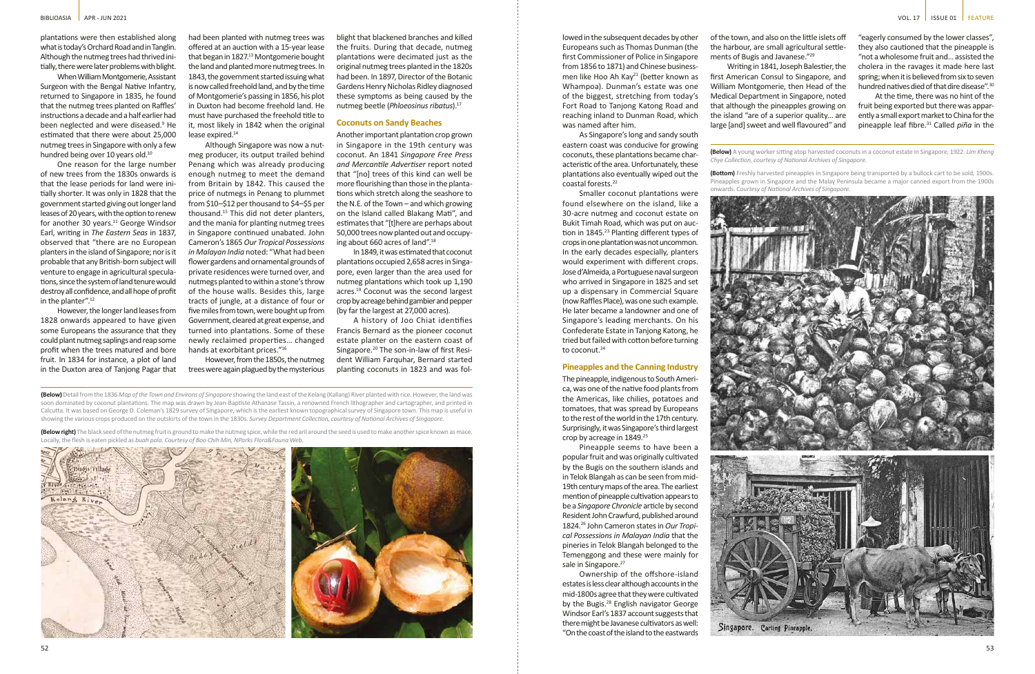plantations were then established along what is today's Orchard Road and in Tanglin. Although the nutmeg trees had thrived initially, there were later problems with blight.

When William Montgomerie, Assistant Surgeon with the Bengal Native Infantry, returned to Singapore in 1835, he found that the nutmeg trees planted on Raffles' instructions a decade and a half earlier had been neglected and were diseased.[9] He estimated that there were about 25,000 nutmeg trees in Singapore with only a few hundred being over 10 years old.[10]

One reason for the large number of new trees from the 1830s onwards is that the lease periods for land were initially shorter. It was only in 1828 that the government started giving out longer land leases of 20 years, with the option to renew for another 30 years.[11] George Windsor Earl, writing in *The Eastern Seas* in 1837, observed that "there are no European planters in the island of Singapore; nor is it probable that any British-born subject will venture to engage in agricultural speculations, since the system of land tenure would destroy all confidence, and all hope of profit in the planter".[12]

However, the longer land leases from 1828 onwards appeared to have given some Europeans the assurance that they could plant nutmeg saplings and reap some profit when the trees matured and bore fruit. In 1834 for instance, a plot of land in the Duxton area of Tanjong Pagar that had been planted with nutmeg trees was offered at an auction with a 15-year lease that began in 1827.[13] Montgomerie bought the land and planted more nutmeg trees. In 1843, the government started issuing what is now called freehold land, and by the time of Montgomerie's passing in 1856, his plot in Duxton had become freehold land. He must have purchased the freehold title to it, most likely in 1842 when the original lease expired.[14]

Although Singapore was now a nutmeg producer, its output trailed behind Penang which was already producing enough nutmeg to meet the demand from Britain by 1842. This caused the price of nutmegs in Penang to plummet from \$10–\$12 per thousand to \$4–\$5 per thousand.[15] This did not deter planters, and the mania for planting nutmeg trees in Singapore continued unabated. John Cameron's 1865 *Our Tropical Possessions in Malayan India* noted: "What had been flower gardens and ornamental grounds of private residences were turned over, and nutmegs planted to within a stone's throw of the house walls. Besides this, large tracts of jungle, at a distance of four or five miles from town, were bought up from Government, cleared at great expense, and turned into plantations. Some of these newly reclaimed properties… changed hands at exorbitant prices."[16]

However, from the 1850s, the nutmeg trees were again plagued by the mysterious blight that blackened branches and killed the fruits. During that decade, nutmeg plantations were decimated just as the original nutmeg trees planted in the 1820s had been. In 1897, Director of the Botanic Gardens Henry Nicholas Ridley diagnosed these symptoms as being caused by the nutmeg beetle (*Phloeosinus ribatus*).[17]

## Coconuts on Sandy Beaches

Another important plantation crop grown in Singapore in the 19th century was coconut. An 1841 *Singapore Free Press and Mercantile Advertiser* report noted that "[no] trees of this kind can well be more flourishing than those in the plantations which stretch along the seashore to the N.E. of the Town – and which growing on the Island called Blakang Mati", and estimates that "[t]here are perhaps about 50,000 trees now planted out and occupying about 660 acres of land".[18]

In 1849, it was estimated that coconut plantations occupied 2,658 acres in Singapore, even larger than the area used for nutmeg plantations which took up 1,190 acres.[19] Coconut was the second largest crop by acreage behind gambier and pepper (by far the largest at 27,000 acres).

A history of Joo Chiat identifies Francis Bernard as the pioneer coconut estate planter on the eastern coast of Singapore.[20] The son-in-law of first Resident William Farquhar, Bernard started planting coconuts in 1823 and was followed in the subsequent decades by other Europeans such as Thomas Dunman (the first Commissioner of Police in Singapore from 1856 to 1871) and Chinese businessmen like Hoo Ah Kay[21] (better known as Whampoa). Dunman's estate was one of the biggest, stretching from today's Fort Road to Tanjong Katong Road and reaching inland to Dunman Road, which was named after him.

As Singapore's long and sandy south eastern coast was conducive for growing coconuts, these plantations became characteristic of the area. Unfortunately, these plantations also eventually wiped out the coastal forests.[22]

Smaller coconut plantations were found elsewhere on the island, like a 30-acre nutmeg and coconut estate on Bukit Timah Road, which was put on auction in 1845.[23] Planting different types of crops in one plantation was not uncommon. In the early decades especially, planters would experiment with different crops. Jose d'Almeida, a Portuguese naval surgeon who arrived in Singapore in 1825 and set up a dispensary in Commercial Square (now Raffles Place), was one such example. He later became a landowner and one of Singapore's leading merchants. On his Confederate Estate in Tanjong Katong, he tried but failed with cotton before turning to coconut.[24]

## Pineapples and the Canning Industry

The pineapple, indigenous to South America, was one of the native food plants from the Americas, like chilies, potatoes and tomatoes, that was spread by Europeans to the rest of the world in the 17th century. Surprisingly, it was Singapore's third largest crop by acreage in 1849.[25]

Pineapple seems to have been a popular fruit and was originally cultivated by the Bugis on the southern islands and in Telok Blangah as can be seen from mid-19th century maps of the area. The earliest mention of pineapple cultivation appears to be a *Singapore Chronicle* article by second Resident John Crawfurd, published around 1824.[26] John Cameron states in *Our Tropical Possessions in Malayan India* that the pineries in Telok Blangah belonged to the Temenggong and these were mainly for sale in Singapore.[27]

Ownership of the offshore-island estates is less clear although accounts in the mid-1800s agree that they were cultivated by the Bugis.[28] English navigator George Windsor Earl's 1837 account suggests that there might be Javanese cultivators as well: "On the coast of the island to the eastwards of the town, and also on the little islets off the harbour, are small agricultural settlements of Bugis and Javanese."[29]

Writing in 1841, Joseph Balestier, the first American Consul to Singapore, and William Montgomerie, then Head of the Medical Department in Singapore, noted that although the pineapples growing on the island "are of a superior quality… are large [and] sweet and well flavoured" and "eagerly consumed by the lower classes", they also cautioned that the pineapple is "not a wholesome fruit and… assisted the cholera in the ravages it made here last spring; when it is believed from six to seven hundred natives died of that dire disease".[30]

At the time, there was no hint of the fruit being exported but there was apparently a small export market to China for the pineapple leaf fibre.[31] Called *piña* in the

**(Below)** Detail from the 1836 *Map of the Town and Environs of Singapore* showing the land east of the Kelang (Kallang) River planted with rice. However, the land was soon dominated by coconut plantations. The map was drawn by Jean-Baptiste Athanase Tassin, a renowned French lithographer and cartographer, and printed in Calcutta. It was based on George D. Coleman's 1829 survey of Singapore, which is the earliest known topographical survey of Singapore town. This map is useful in showing the various crops produced on the outskirts of the town in the 1830s. *Survey Department Collection, courtesy of National Archives of Singapore.*

**(Below right)** The black seed of the nutmeg fruit is ground to make the nutmeg spice, while the red aril around the seed is used to make another spice known as mace. Locally, the flesh is eaten pickled as *buah pala*. *Courtesy of Boo Chih Min, NParks Flora&Fauna Web.*

**(Below)** A young worker sitting atop harvested coconuts in a coconut estate in Singapore, 1922. *Lim Kheng Chye Collection, courtesy of National Archives of Singapore.*

**(Bottom)** Freshly harvested pineapples in Singapore being transported by a bullock cart to be sold, 1900s. Pineapples grown in Singapore and the Malay Peninsula became a major canned export from the 1900s onwards. *Courtesy of National Archives of Singapore.*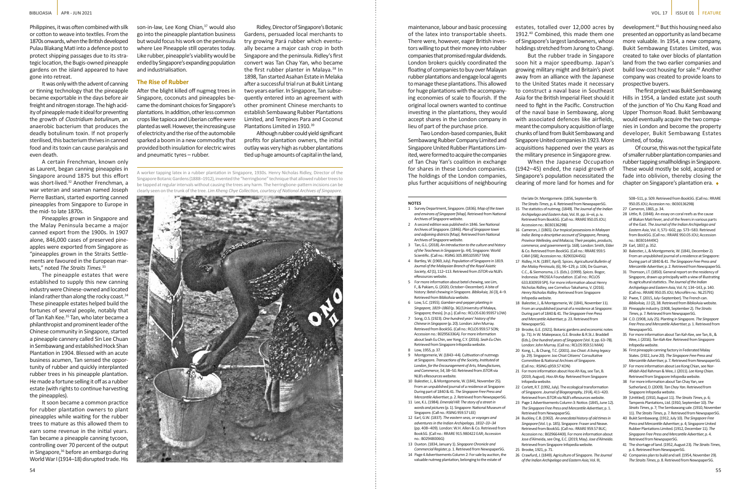Philippines, it was often combined with silk or cotton to weave into textiles. From the 1870s onwards, when the British developed Pulau Blakang Mati into a defence post to protect shipping passages due to its strategic location, the Bugis-owned pineapple gardens on the island appeared to have gone into retreat.

It was only with the advent of canning or tinning technology that the pineapple became exportable in the days before air freight and nitrogen storage. The high acidity of pineapple made it ideal for preventing the growth of *Clostridium botulinum*, an anaerobic bacterium that produces the deadly botulinum toxin. If not properly sterilised, this bacterium thrives in canned food and its toxin can cause paralysis and even death.

A certain Frenchman, known only as Laurent, began canning pineapples in Singapore around 1875 but this effort was short-lived.[32] Another Frenchman, a war veteran and seaman named Joseph Pierre Bastiani, started exporting canned pineapples from Singapore to Europe in the mid- to late 1870s.

Pineapples grown in Singapore and the Malay Peninsula became a major canned export from the 1900s. In 1907 alone, 846,000 cases of preserved pineapples were exported from Singapore as "pineapples grown in the Straits Settlements are favoured in the European markets," noted *The Straits Times*.[33]

The pineapple estates that were established to supply this new canning industry were Chinese-owned and located inland rather than along the rocky coast.[34] These pineapple estates helped build the fortunes of several people, notably that of Tan Kah Kee.[35] Tan, who later became a philanthropist and prominent leader of the Chinese community in Singapore, started a pineapple cannery called Sin Lee Chuan in Sembawang and established Hock Shan Plantation in 1904. Blessed with an acute business acumen, Tan sensed the opportunity of rubber and quickly interplanted rubber trees in his pineapple plantation. He made a fortune selling it off as a rubber estate (with rights to continue harvesting the pineapples).

It soon became a common practice for rubber plantation owners to plant pineapples while waiting for the rubber trees to mature as this allowed them to earn some revenue in the initial years. Tan became a pineapple canning tycoon, controlling over 70 percent of the output in Singapore,[36] before an embargo during World War I (1914–18) disrupted trade. His son-in-law, Lee Kong Chian,[37] would also go into the pineapple plantation business but would focus his work on the peninsula where Lee Pineapple still operates today. Like rubber, pineapple's viability would be ended by Singapore's expanding population and industrialisation.

## The Rise of Rubber

After the blight killed off nugmeg trees in Singapore, coconuts and pineapples became the dominant choices for Singapore's plantations. In addition, other less common crops like tapioca and Liberian coffee were planted as well. However, the increasing use of electricity and the rise of the automobile sparked a boom in a new commodity that provided both insulation for electric wires and pneumatic tyres – rubber.

Ridley, Director of Singapore's Botanic Gardens, persuaded local merchants to try growing Pará rubber which eventually became a major cash crop in both Singapore and the peninsula. Ridley's first convert was Tan Chay Yan, who became the first rubber planter in Malaya.[38] In 1898, Tan started Asahan Estate in Melaka after a successful trial run at Bukit Lintang two years earlier. In Singapore, Tan subsequently entered into an agreement with other prominent Chinese merchants to establish Sembawang Rubber Plantations Limited, and Tempines Para and Coconut Plantations Limited in 1910.[39]

Although rubber could yield significant profits for plantation owners, the initial outlay was very high as rubber plantations tied up huge amounts of capital in the land, maintenance, labour and basic processing of the latex into transportable sheets. There were, however, eager British investors willing to put their money into rubber companies that promised regular dividends. London brokers quickly coordinated the floating of companies to buy over Malayan rubber plantations and engage local agents to manage these plantations. This allowed for huge plantations with the accompanying economies of scale to flourish. If the original local owners wanted to continue investing in the plantations, they would accept shares in the London company in lieu of part of the purchase price.

Two London-based companies, Bukit Sembawang Rubber Company Limited and Singapore United Rubber Plantations Limited, were formed to acquire the companies of Tan Chay Yan's coalition in exchange for shares in these London companies. The holdings of the London companies, plus further acquisitions of neighbouring estates, totalled over 12,000 acres by 1912.[40] Combined, this made them one of Singapore's largest landowners, whose holdings stretched from Jurong to Changi.

But the rubber trade in Singapore soon hit a major speedbump. Japan's growing military might and Britain's pivot away from an alliance with the Japanese to the United States made it necessary to construct a naval base in Southeast Asia for the British Imperial Fleet should it need to fight in the Pacific. Construction of the naval base in Sembawang, along with associated defences like airfields, meant the compulsory acquisition of large chunks of land from Bukit Sembawang and Singapore United companies in 1923. More acquisitions happened over the years as the military presence in Singapore grew.

When the Japanese Occupation (1942–45) ended, the rapid growth of Singapore's population necessitated the clearing of more land for homes and for development.[41] But this housing need also presented an opportunity as land became more valuable. In 1954, a new company, Bukit Sembawang Estates Limited, was created to take over blocks of plantation land from the two earlier companies and build low-cost housing for sale.[42] Another company was created to provide loans to prospective buyers.

The first project was Bukit Sembawang Hills in 1954, a landed estate just south of the junction of Yio Chu Kang Road and Upper Thomson Road. Bukit Sembawang would eventually acquire the two companies in London and become the property developer, Bukit Sembawang Estates Limited, of today.

Of course, this was not the typical fate of smaller rubber plantation companies and rubber tapping smallholdings in Singapore. These would mostly be sold, acquired or fade into oblivion, thereby closing the chapter on Singapore's plantation era.

A worker tapping latex in a rubber plantation in Singapore, 1930s. Henry Nicholas Ridley, Director of the Singapore Botanic Gardens (1888–1912), invented the "herringbone" technique that allowed rubber trees to be tapped at regular intervals without causing the trees any harm. The herringbone-pattern incisions can be clearly seen on the trunk of the tree. *Lim Kheng Chye Collection, courtesy of National Archives of Singapore.*

## NOTES

1 Survey Department, Singapore. (1836). *Map of the town and environs of Singapore* [Map]. Retrieved from National Archives of Singapore website.
2 A second edition was published in 1846. See National Archives of Singapore. (1846). *Plan of Singapore town and adjoining districts* [Map]. Retrieved from National Archives of Singapore website.
3 Tan, G.L. (2018). *An introduction to the culture and history of the Teochews in Singapore* (p. 44). Singapore: World Scientific. (Call no.: RSING 305.895105957 TAN)
4 Bartley, W. (1969, July). Population of Singapore in 1819. *Journal of the Malaysian Branch of the Royal Asiatic Society, 42* (1), 112–113. Retrieved from JSTOR via NLB's eResources website.
5 For more information about betel chewing, see Lim, F., & Pakiam, G. (2020, October–December). A bite of history: Betel chewing in Singapore. *BiblioAsia, 16* (3), 4–9. Retrieved from BiblioAsia website.
6 Low, S.C. (1955). *Gambier-and-pepper planting in Singapore, 1819–1860* (p. 36) [University of Malaya, Singapore; thesis]. [n.p.]. (Call no.: RCLOS 630.95957 LOW)
7 Song, O.S. (1923). *One hundred years' history of the Chinese in Singapore* (p. 20). London: John Murray. Retrieved from BookSG. (Call no.: RCLOS 959.57 SON; Accession no.: B02956336A). For more information about Seah Eu Chin, see Yong, C.Y. (2016). *Seah Eu Chin*. Retrieved from Singapore Infopedia website.
8 Low, 1955, p. 37.
9 Montgomerie, W. (1843–44). Cultivation of nutmegs at Singapore. *Transactions of the Society, Instituted at London, for the Encouragement of Arts, Manufactures, and Commerce, 54*, 38–50. Retrieved from JSTOR via NLB's eResources website.
10 Balestier, J., & Montgomerie, W. (1841, November 25). From an unpublished journal of a residence at Singapore: During part of 1840 & 41. *The Singapore Free Press and Mercantile Advertiser*, p. 2. Retrieved from NewspaperSG.
11 Lee, K.L. (1984). *Emerald Hill: The story of a street in words and pictures* (p. 1). Singapore: National Museum of Singapore. (Call no.: RSING 959.57 LEE)
12 Earl, G.W. (1837). *The eastern seas, or voyages and adventures in the Indian Archipelago, 1832–33–34* (pp. 408–409). London: W.H. Allen & Co. Retrieved from BookSG. (Call no.: RRARE 915.980422 EAR; Accession no.: B02948006G)
13 Duxton. (1834, January 1). *Singapore Chronicle and Commercial Register*, p. 1. Retrieved from NewspaperSG.
14 Page 4 Advertisements Column 2: For sale by auction, the valuable nutmeg plantation, belonging to the estate of the late Dr. Montgomerie. (1856, September 9). *The Straits Times*, p. 4. Retrieved from NewspaperSG.
15 The statistics of nutmeg. (1849). *The Journal of the Indian Archipelago and Eastern Asia*, Vol. III. pp. iii–vii, p. iv. Retrieved from BookSG. (Call no.: RRARE 950.05 JOU; Accession no.: B03013629B)
16 Cameron, J. (1865). *Our tropical possessions in Malayan India: Being a descriptive account of Singapore, Penang, Province Wellesley, and Malacca; Their peoples, products, commerce, and government* (p. 168). London: Smith, Elder & Co. Retrieved from BookSG. (Call no.: RRARE 959.5 CAM-[JSB]; Accession no.: B29032445G)
17 Ridley, H.N. (1897, April). Spices. *Agricultural Bulletin of the Malay Peninsula*, (6), 96–129, p. 106; De Guzman, C.C., & Siemonsma, J.S. (Eds.). (1999). *Spices*. Bogor, Indonesia: PROSEA Foundation. (Call no.: RCLOS 633.830959 SPI). For more information about Henry Nicholas Ridley, see Cornelius-Takahama, V. (2016). *Henry Nicholas Ridley*. Retrieved from Singapore Infopedia website.
18 Balestier, J., & Montgomerie, W. (1841, November 11). From an unpublished journal of a residence at Singapore: During part of 1840 & 41. *The Singapore Free Press and Mercantile Advertiser*, p. 23. Retrieved from NewspaperSG.
19 Brooke, G.E. (1921). Botanic gardens and economic notes (p. 71). In W. Makepeace, G.E. Brooke & R.St.J. Braddell (Eds.), *One hundred years of Singapore* (Vol. II; pp. 63–78). London: John Murray. (Call no.: RCLOS 959.51 MAK)
20 Kong, L., & Chang, T.C. (2001). *Joo Chiat: A living legacy* (p. 29). Singapore: Joo Chiat Citizens' Consultative Committee & National Archives of Singapore. (Call no.: RSING q959.57 KON)
21 For more information about Hoo Ah Kay, see Tan, B. (2019, August). *Hoo Ah Kay*. Retrieved from Singapore Infopedia website.
22 Corlett, R.T. (1992, July). The ecological transformation of Singapore. *Journal of Biogeography, 19* (4), 411–420. Retrieved from JSTOR via NLB's eResources website.
23 Page 1 Advertisements Column 3: Notice. (1845, June 12). *The Singapore Free Press and Mercantile Advertiser*, p. 1. Retrieved from NewspaperSG.
24 Buckley, C.B. (1902). *An anecdotal history of old times in Singapore* (Vol. I; p. 185). Singapore: Fraser and Neave. Retrieved from BookSG. (Call no.: RRARE 959.57 BUC; Accession no.: B02966440J). For more information about Jose d'Almeida, see Ong, E.C. (2019, May). *Jose d'Almeida*. Retrieved from Singapore Infopedia website.
25 Brooke, 1921, p. 71.
26 Crawfurd, J. (1849). Agriculture of Singapore. *The Journal of the Indian Archipelago and Eastern Asia*, Vol. III, 508–511, p. 509. Retrieved from BookSG. (Call no.: RRARE 950.05 JOU; Accession no.: B03013629B)
27 Cameron, 1865, p. 34.
28 Little, R. (1848). An essay on coral reefs as the cause of Blakan Mati fever, and of the fevers in various parts of the East. *The Journal of the Indian Archipelago and Eastern Asia*, Vol. II, 571–602, pp. 573–583. Retrieved from BookSG. (Call no.: RRARE 950.05 JOU; Accession no.: B03014449C)
29 Earl, 1837, p. 352.
30 Balestier, J., & Montgomerie, W. (1841, December 2). From an unpublished journal of a residence at Singapore: During part of 1840 & 41. *The Singapore Free Press and Mercantile Advertiser*, p. 2. Retrieved from NewspaperSG.
31 Thomson, J.T. (1850). General report on the residency of Singapore, drawn up principally with a view of illustrating its agricultural statistics. *The Journal of the Indian Archipelago and Eastern Asia*, Vol. IV, 134–143, p. 140. (Call no.: RRARE 950.05 JOU; Microfilm no.: NL25791)
32 Pwee, T. (2015, July–September). The French can. *BiblioAsia, 11* (2), 38. Retrieved from BiblioAsia website.
33 Pineapple industry. (1908, September 2). *The Straits Times*, p. 7. Retrieved from NewspaperSG.
34 C.D. (1908, July 25). Planting in Singapore. *The Singapore Free Press and Mercantile Advertiser*, p. 1. Retrieved from NewspaperSG.
35 For more information about Tan Kah Kee, see Tan, B., & Wee, J. (2016). *Tan Kah Kee*. Retrieved from Singapore Infopedia website.
36 First pineapple canning factory in Federated Malay States. (1922, June 20). *The Singapore Free Press and Mercantile Advertiser*, p. 7. Retrieved from NewspaperSG.
37 For more information about Lee Kong Chian, see Nor-Afidah Abd Rahman & Wee, J. (2011). *Lee Kong Chian*. Retrieved from Singapore Infopedia website.
38 For more information about Tan Chay Yan, see Sutherland, D. (2009). *Tan Chay Yan*. Retrieved from Singapore Infopedia website.
39 [Untitled]. (1910, August 11). *The Straits Times*, p. 6; Tampenis Plantations, Ltd. (1910, September 10). *The Straits Times*, p. 7; The Sembawang sale. (1910, November 11). *The Straits Times*, p. 7. Retrieved from NewspaperSG.
40 Bukit Sembawang. (1912, July 10). *The Singapore Free Press and Mercantile Advertiser*, p. 4; Singapore United Rubber Plantations Limited. (1912, December 11). *The Singapore Free Press and Mercantile Advertiser*, p. 4. Retrieved from NewspaperSG.
41 The shortage of land. (1952, August 23). *The Straits Times*, p. 6. Retrieved from NewspaperSG.
42 Companies plan to build and sell. (1954, November 29). *The Straits Times*, p. 8. Retrieved from NewspaperSG.